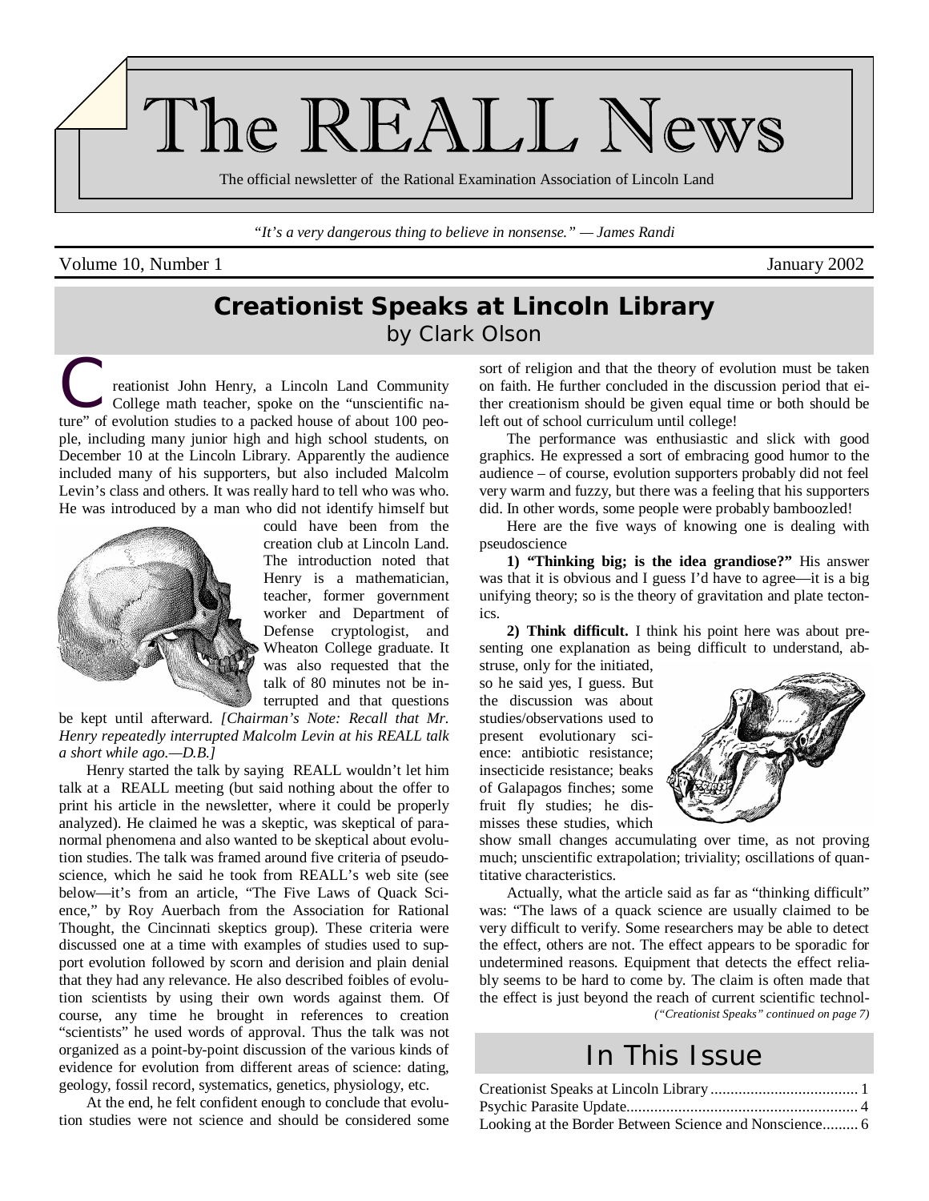# The REALL News

The official newsletter of the Rational Examination Association of Lincoln Land

*"It's a very dangerous thing to believe in nonsense." — James Randi*

Volume 10, Number 1 — January 2002

## Creationist Speaks at Lincoln Library

by Clark Olson

Creationist John Henry, a Lincoln Land Community College math teacher, spoke on the "unscientific nature" of evolution studies to a packed house of about 100 people, including many junior high and high school students, on December 10 at the Lincoln Library. Apparently the audience included many of his supporters, but also included Malcolm Levin's class and others. It was really hard to tell who was who. He was introduced by a man who did not identify himself but could have been from the creation club at Lincoln Land. The introduction noted that Henry is a mathematician, teacher, former government worker and Department of Defense cryptologist, and Wheaton College graduate. It was also requested that the talk of 80 minutes not be interrupted and that questions be kept until afterward. *[Chairman's Note: Recall that Mr. Henry repeatedly interrupted Malcolm Levin at his REALL talk a short while ago.—D.B.]*

Henry started the talk by saying REALL wouldn't let him talk at a REALL meeting (but said nothing about the offer to print his article in the newsletter, where it could be properly analyzed). He claimed he was a skeptic, was skeptical of paranormal phenomena and also wanted to be skeptical about evolution studies. The talk was framed around five criteria of pseudoscience, which he said he took from REALL's web site (see below—it's from an article, "The Five Laws of Quack Science," by Roy Auerbach from the Association for Rational Thought, the Cincinnati skeptics group). These criteria were discussed one at a time with examples of studies used to support evolution followed by scorn and derision and plain denial that they had any relevance. He also described foibles of evolution scientists by using their own words against them. Of course, any time he brought in references to creation "scientists" he used words of approval. Thus the talk was not organized as a point-by-point discussion of the various kinds of evidence for evolution from different areas of science: dating, geology, fossil record, systematics, genetics, physiology, etc.

At the end, he felt confident enough to conclude that evolution studies were not science and should be considered some sort of religion and that the theory of evolution must be taken on faith. He further concluded in the discussion period that either creationism should be given equal time or both should be left out of school curriculum until college!

The performance was enthusiastic and slick with good graphics. He expressed a sort of embracing good humor to the audience – of course, evolution supporters probably did not feel very warm and fuzzy, but there was a feeling that his supporters did. In other words, some people were probably bamboozled!

Here are the five ways of knowing one is dealing with pseudoscience

**1) "Thinking big; is the idea grandiose?"** His answer was that it is obvious and I guess I'd have to agree—it is a big unifying theory; so is the theory of gravitation and plate tectonics.

**2) Think difficult.** I think his point here was about presenting one explanation as being difficult to understand, abstruse, only for the initiated, so he said yes, I guess. But the discussion was about studies/observations used to present evolutionary science: antibiotic resistance; insecticide resistance; beaks of Galapagos finches; some fruit fly studies; he dismisses these studies, which show small changes accumulating over time, as not proving much; unscientific extrapolation; triviality; oscillations of quantitative characteristics.

Actually, what the article said as far as "thinking difficult" was: "The laws of a quack science are usually claimed to be very difficult to verify. Some researchers may be able to detect the effect, others are not. The effect appears to be sporadic for undetermined reasons. Equipment that detects the effect reliably seems to be hard to come by. The claim is often made that the effect is just beyond the reach of current scientific technol-

*("Creationist Speaks" continued on page 7)*

## In This Issue

- Creationist Speaks at Lincoln Library ..... 1
- Psychic Parasite Update ..... 4
- Looking at the Border Between Science and Nonscience ..... 6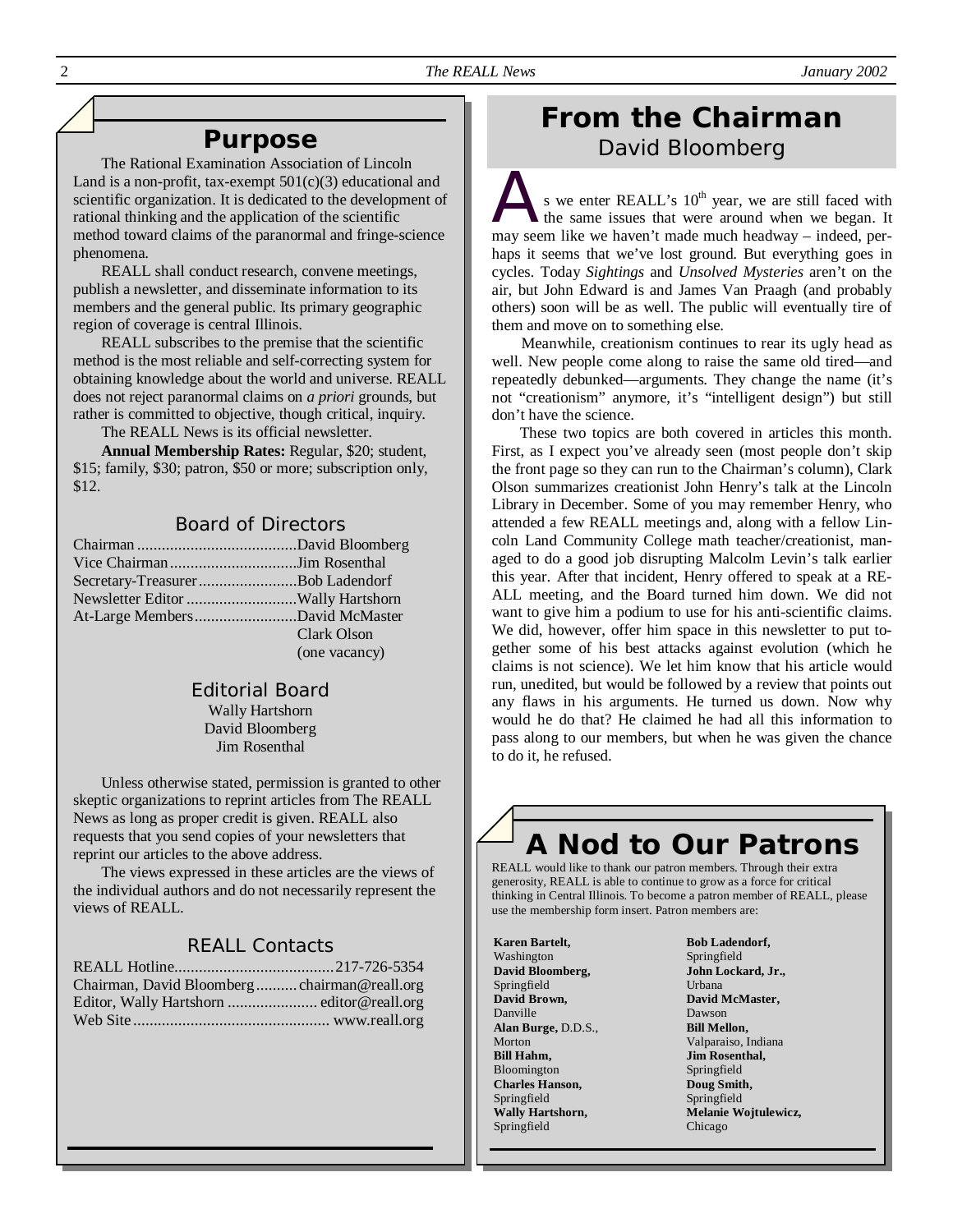## Purpose

The Rational Examination Association of Lincoln Land is a non-profit, tax-exempt 501(c)(3) educational and scientific organization. It is dedicated to the development of rational thinking and the application of the scientific method toward claims of the paranormal and fringe-science phenomena.

REALL shall conduct research, convene meetings, publish a newsletter, and disseminate information to its members and the general public. Its primary geographic region of coverage is central Illinois.

REALL subscribes to the premise that the scientific method is the most reliable and self-correcting system for obtaining knowledge about the world and universe. REALL does not reject paranormal claims on *a priori* grounds, but rather is committed to objective, though critical, inquiry.

The REALL News is its official newsletter.

**Annual Membership Rates:** Regular, $20; student, $15; family, $30; patron, $50 or more; subscription only, $12.

### Board of Directors

Chairman .......................................David Bloomberg
Vice Chairman ...............................Jim Rosenthal
Secretary-Treasurer........................Bob Ladendorf
Newsletter Editor ...........................Wally Hartshorn
At-Large Members.........................David McMaster
Clark Olson
(one vacancy)

### Editorial Board

Wally Hartshorn
David Bloomberg
Jim Rosenthal

Unless otherwise stated, permission is granted to other skeptic organizations to reprint articles from The REALL News as long as proper credit is given. REALL also requests that you send copies of your newsletters that reprint our articles to the above address.

The views expressed in these articles are the views of the individual authors and do not necessarily represent the views of REALL.

### REALL Contacts

REALL Hotline.......................................217-726-5354
Chairman, David Bloomberg..........chairman@reall.org
Editor, Wally Hartshorn ...................... editor@reall.org
Web Site ................................................ www.reall.org

## From the Chairman

David Bloomberg

As we enter REALL's 10th year, we are still faced with the same issues that were around when we began. It may seem like we haven't made much headway – indeed, perhaps it seems that we've lost ground. But everything goes in cycles. Today *Sightings* and *Unsolved Mysteries* aren't on the air, but John Edward is and James Van Praagh (and probably others) soon will be as well. The public will eventually tire of them and move on to something else.

Meanwhile, creationism continues to rear its ugly head as well. New people come along to raise the same old tired—and repeatedly debunked—arguments. They change the name (it's not "creationism" anymore, it's "intelligent design") but still don't have the science.

These two topics are both covered in articles this month. First, as I expect you've already seen (most people don't skip the front page so they can run to the Chairman's column), Clark Olson summarizes creationist John Henry's talk at the Lincoln Library in December. Some of you may remember Henry, who attended a few REALL meetings and, along with a fellow Lincoln Land Community College math teacher/creationist, managed to do a good job disrupting Malcolm Levin's talk earlier this year. After that incident, Henry offered to speak at a REALL meeting, and the Board turned him down. We did not want to give him a podium to use for his anti-scientific claims. We did, however, offer him space in this newsletter to put together some of his best attacks against evolution (which he claims is not science). We let him know that his article would run, unedited, but would be followed by a review that points out any flaws in his arguments. He turned us down. Now why would he do that? He claimed he had all this information to pass along to our members, but when he was given the chance to do it, he refused.

## A Nod to Our Patrons

REALL would like to thank our patron members. Through their extra generosity, REALL is able to continue to grow as a force for critical thinking in Central Illinois. To become a patron member of REALL, please use the membership form insert. Patron members are:

**Karen Bartelt,** Washington
**David Bloomberg,** Springfield
**David Brown,** Danville
**Alan Burge,** D.D.S., Morton
**Bill Hahm,** Bloomington
**Charles Hanson,** Springfield
**Wally Hartshorn,** Springfield
**Bob Ladendorf,** Springfield
**John Lockard, Jr.,** Urbana
**David McMaster,** Dawson
**Bill Mellon,** Valparaiso, Indiana
**Jim Rosenthal,** Springfield
**Doug Smith,** Springfield
**Melanie Wojtulewicz,** Chicago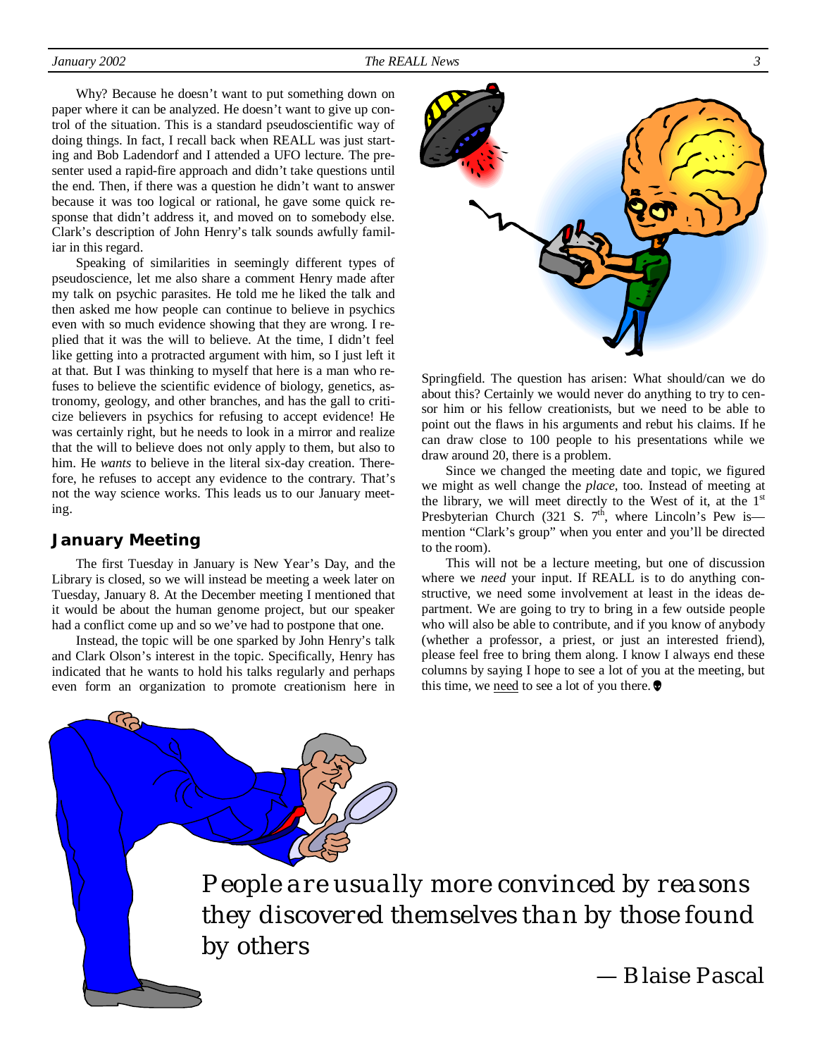Why? Because he doesn't want to put something down on paper where it can be analyzed. He doesn't want to give up control of the situation. This is a standard pseudoscientific way of doing things. In fact, I recall back when REALL was just starting and Bob Ladendorf and I attended a UFO lecture. The presenter used a rapid-fire approach and didn't take questions until the end. Then, if there was a question he didn't want to answer because it was too logical or rational, he gave some quick response that didn't address it, and moved on to somebody else. Clark's description of John Henry's talk sounds awfully familiar in this regard.

Speaking of similarities in seemingly different types of pseudoscience, let me also share a comment Henry made after my talk on psychic parasites. He told me he liked the talk and then asked me how people can continue to believe in psychics even with so much evidence showing that they are wrong. I replied that it was the will to believe. At the time, I didn't feel like getting into a protracted argument with him, so I just left it at that. But I was thinking to myself that here is a man who refuses to believe the scientific evidence of biology, genetics, astronomy, geology, and other branches, and has the gall to criticize believers in psychics for refusing to accept evidence! He was certainly right, but he needs to look in a mirror and realize that the will to believe does not only apply to them, but also to him. He *wants* to believe in the literal six-day creation. Therefore, he refuses to accept any evidence to the contrary. That's not the way science works. This leads us to our January meeting.

## January Meeting

The first Tuesday in January is New Year's Day, and the Library is closed, so we will instead be meeting a week later on Tuesday, January 8. At the December meeting I mentioned that it would be about the human genome project, but our speaker had a conflict come up and so we've had to postpone that one.

Instead, the topic will be one sparked by John Henry's talk and Clark Olson's interest in the topic. Specifically, Henry has indicated that he wants to hold his talks regularly and perhaps even form an organization to promote creationism here in Springfield. The question has arisen: What should/can we do about this? Certainly we would never do anything to try to censor him or his fellow creationists, but we need to be able to point out the flaws in his arguments and rebut his claims. If he can draw close to 100 people to his presentations while we draw around 20, there is a problem.

Since we changed the meeting date and topic, we figured we might as well change the *place*, too. Instead of meeting at the library, we will meet directly to the West of it, at the 1st Presbyterian Church (321 S. 7th, where Lincoln's Pew is—mention "Clark's group" when you enter and you'll be directed to the room).

This will not be a lecture meeting, but one of discussion where we *need* your input. If REALL is to do anything constructive, we need some involvement at least in the ideas department. We are going to try to bring in a few outside people who will also be able to contribute, and if you know of anybody (whether a professor, a priest, or just an interested friend), please feel free to bring them along. I know I always end these columns by saying I hope to see a lot of you at the meeting, but this time, we need to see a lot of you there.

*People are usually more convinced by reasons they discovered themselves than by those found by others*

*— Blaise Pascal*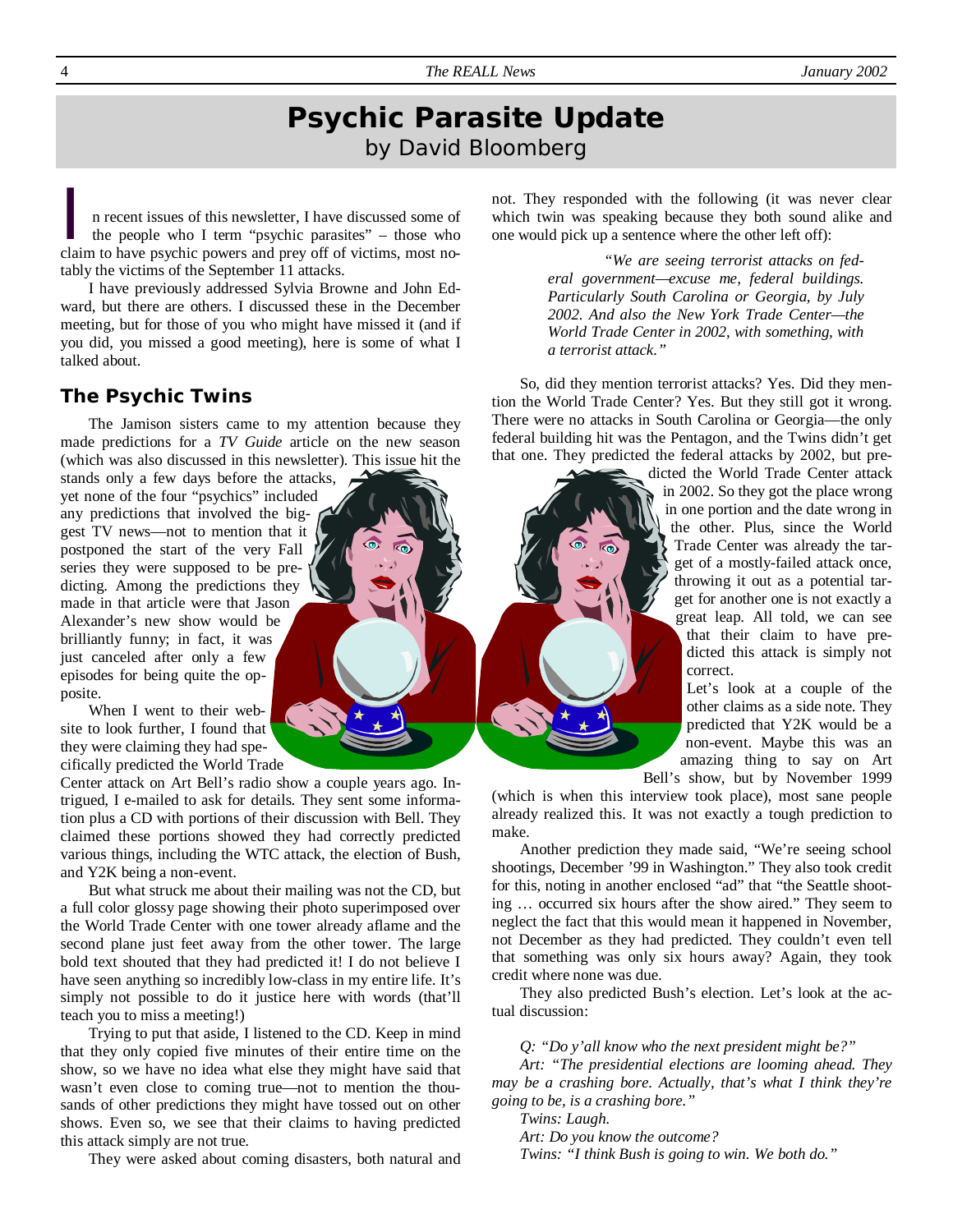# Psychic Parasite Update

by David Bloomberg

In recent issues of this newsletter, I have discussed some of the people who I term "psychic parasites" – those who claim to have psychic powers and prey off of victims, most notably the victims of the September 11 attacks.

I have previously addressed Sylvia Browne and John Edward, but there are others. I discussed these in the December meeting, but for those of you who might have missed it (and if you did, you missed a good meeting), here is some of what I talked about.

## The Psychic Twins

The Jamison sisters came to my attention because they made predictions for a *TV Guide* article on the new season (which was also discussed in this newsletter). This issue hit the stands only a few days before the attacks, yet none of the four "psychics" included any predictions that involved the biggest TV news—not to mention that it postponed the start of the very Fall series they were supposed to be predicting. Among the predictions they made in that article were that Jason Alexander's new show would be brilliantly funny; in fact, it was just canceled after only a few episodes for being quite the opposite.

When I went to their website to look further, I found that they were claiming they had specifically predicted the World Trade Center attack on Art Bell's radio show a couple years ago. Intrigued, I e-mailed to ask for details. They sent some information plus a CD with portions of their discussion with Bell. They claimed these portions showed they had correctly predicted various things, including the WTC attack, the election of Bush, and Y2K being a non-event.

But what struck me about their mailing was not the CD, but a full color glossy page showing their photo superimposed over the World Trade Center with one tower already aflame and the second plane just feet away from the other tower. The large bold text shouted that they had predicted it! I do not believe I have seen anything so incredibly low-class in my entire life. It's simply not possible to do it justice here with words (that'll teach you to miss a meeting!)

Trying to put that aside, I listened to the CD. Keep in mind that they only copied five minutes of their entire time on the show, so we have no idea what else they might have said that wasn't even close to coming true—not to mention the thousands of other predictions they might have tossed out on other shows. Even so, we see that their claims to having predicted this attack simply are not true.

They were asked about coming disasters, both natural and not. They responded with the following (it was never clear which twin was speaking because they both sound alike and one would pick up a sentence where the other left off):

> *"We are seeing terrorist attacks on federal government—excuse me, federal buildings. Particularly South Carolina or Georgia, by July 2002. And also the New York Trade Center—the World Trade Center in 2002, with something, with a terrorist attack."*

So, did they mention terrorist attacks? Yes. Did they mention the World Trade Center? Yes. But they still got it wrong. There were no attacks in South Carolina or Georgia—the only federal building hit was the Pentagon, and the Twins didn't get that one. They predicted the federal attacks by 2002, but predicted the World Trade Center attack in 2002. So they got the place wrong in one portion and the date wrong in the other. Plus, since the World Trade Center was already the target of a mostly-failed attack once, throwing it out as a potential target for another one is not exactly a great leap. All told, we can see that their claim to have predicted this attack is simply not correct.

Let's look at a couple of the other claims as a side note. They predicted that Y2K would be a non-event. Maybe this was an amazing thing to say on Art Bell's show, but by November 1999 (which is when this interview took place), most sane people already realized this. It was not exactly a tough prediction to make.

Another prediction they made said, "We're seeing school shootings, December '99 in Washington." They also took credit for this, noting in another enclosed "ad" that "the Seattle shooting … occurred six hours after the show aired." They seem to neglect the fact that this would mean it happened in November, not December as they had predicted. They couldn't even tell that something was only six hours away? Again, they took credit where none was due.

They also predicted Bush's election. Let's look at the actual discussion:

*Q: "Do y'all know who the next president might be?"*

*Art: "The presidential elections are looming ahead. They may be a crashing bore. Actually, that's what I think they're going to be, is a crashing bore."*

*Twins: Laugh.*

*Art: Do you know the outcome?*

*Twins: "I think Bush is going to win. We both do."*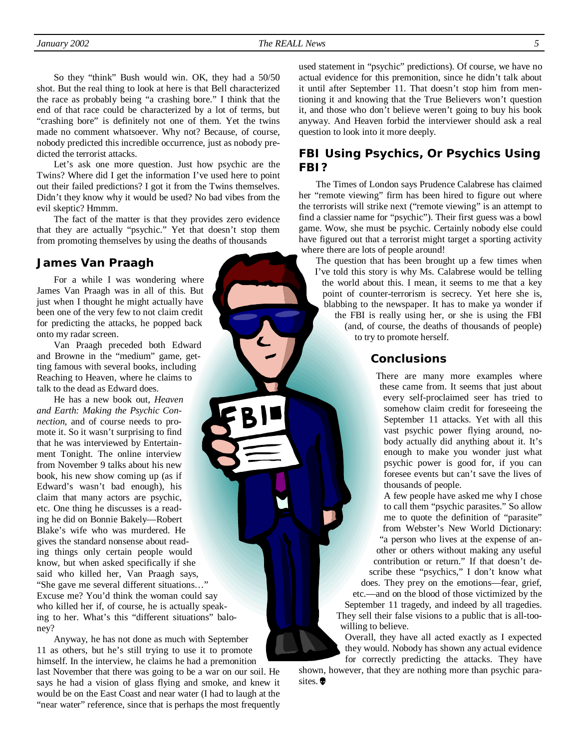So they "think" Bush would win. OK, they had a 50/50 shot. But the real thing to look at here is that Bell characterized the race as probably being "a crashing bore." I think that the end of that race could be characterized by a lot of terms, but "crashing bore" is definitely not one of them. Yet the twins made no comment whatsoever. Why not? Because, of course, nobody predicted this incredible occurrence, just as nobody predicted the terrorist attacks.

Let's ask one more question. Just how psychic are the Twins? Where did I get the information I've used here to point out their failed predictions? I got it from the Twins themselves. Didn't they know why it would be used? No bad vibes from the evil skeptic? Hmmm.

The fact of the matter is that they provides zero evidence that they are actually "psychic." Yet that doesn't stop them from promoting themselves by using the deaths of thousands

### James Van Praagh

For a while I was wondering where James Van Praagh was in all of this. But just when I thought he might actually have been one of the very few to not claim credit for predicting the attacks, he popped back onto my radar screen.

Van Praagh preceded both Edward and Browne in the "medium" game, getting famous with several books, including Reaching to Heaven, where he claims to talk to the dead as Edward does.

He has a new book out, *Heaven and Earth: Making the Psychic Connection*, and of course needs to promote it. So it wasn't surprising to find that he was interviewed by Entertainment Tonight. The online interview from November 9 talks about his new book, his new show coming up (as if Edward's wasn't bad enough), his claim that many actors are psychic, etc. One thing he discusses is a reading he did on Bonnie Bakely—Robert Blake's wife who was murdered. He gives the standard nonsense about reading things only certain people would know, but when asked specifically if she said who killed her, Van Praagh says, "She gave me several different situations…" Excuse me? You'd think the woman could say who killed her if, of course, he is actually speaking to her. What's this "different situations" baloney?

Anyway, he has not done as much with September 11 as others, but he's still trying to use it to promote himself. In the interview, he claims he had a premonition last November that there was going to be a war on our soil. He says he had a vision of glass flying and smoke, and knew it would be on the East Coast and near water (I had to laugh at the "near water" reference, since that is perhaps the most frequently used statement in "psychic" predictions). Of course, we have no actual evidence for this premonition, since he didn't talk about it until after September 11. That doesn't stop him from mentioning it and knowing that the True Believers won't question it, and those who don't believe weren't going to buy his book anyway. And Heaven forbid the interviewer should ask a real question to look into it more deeply.

### FBI Using Psychics, Or Psychics Using FBI?

The Times of London says Prudence Calabrese has claimed her "remote viewing" firm has been hired to figure out where the terrorists will strike next ("remote viewing" is an attempt to find a classier name for "psychic"). Their first guess was a bowl game. Wow, she must be psychic. Certainly nobody else could have figured out that a terrorist might target a sporting activity where there are lots of people around!

The question that has been brought up a few times when I've told this story is why Ms. Calabrese would be telling the world about this. I mean, it seems to me that a key point of counter-terrorism is secrecy. Yet here she is, blabbing to the newspaper. It has to make ya wonder if the FBI is really using her, or she is using the FBI (and, of course, the deaths of thousands of people) to try to promote herself.

### Conclusions

There are many more examples where these came from. It seems that just about every self-proclaimed seer has tried to somehow claim credit for foreseeing the September 11 attacks. Yet with all this vast psychic power flying around, nobody actually did anything about it. It's enough to make you wonder just what psychic power is good for, if you can foresee events but can't save the lives of thousands of people.

A few people have asked me why I chose to call them "psychic parasites." So allow me to quote the definition of "parasite" from Webster's New World Dictionary: "a person who lives at the expense of another or others without making any useful contribution or return." If that doesn't describe these "psychics," I don't know what does. They prey on the emotions—fear, grief, etc.—and on the blood of those victimized by the September 11 tragedy, and indeed by all tragedies. They sell their false visions to a public that is all-too-willing to believe.

Overall, they have all acted exactly as I expected they would. Nobody has shown any actual evidence for correctly predicting the attacks. They have shown, however, that they are nothing more than psychic parasites.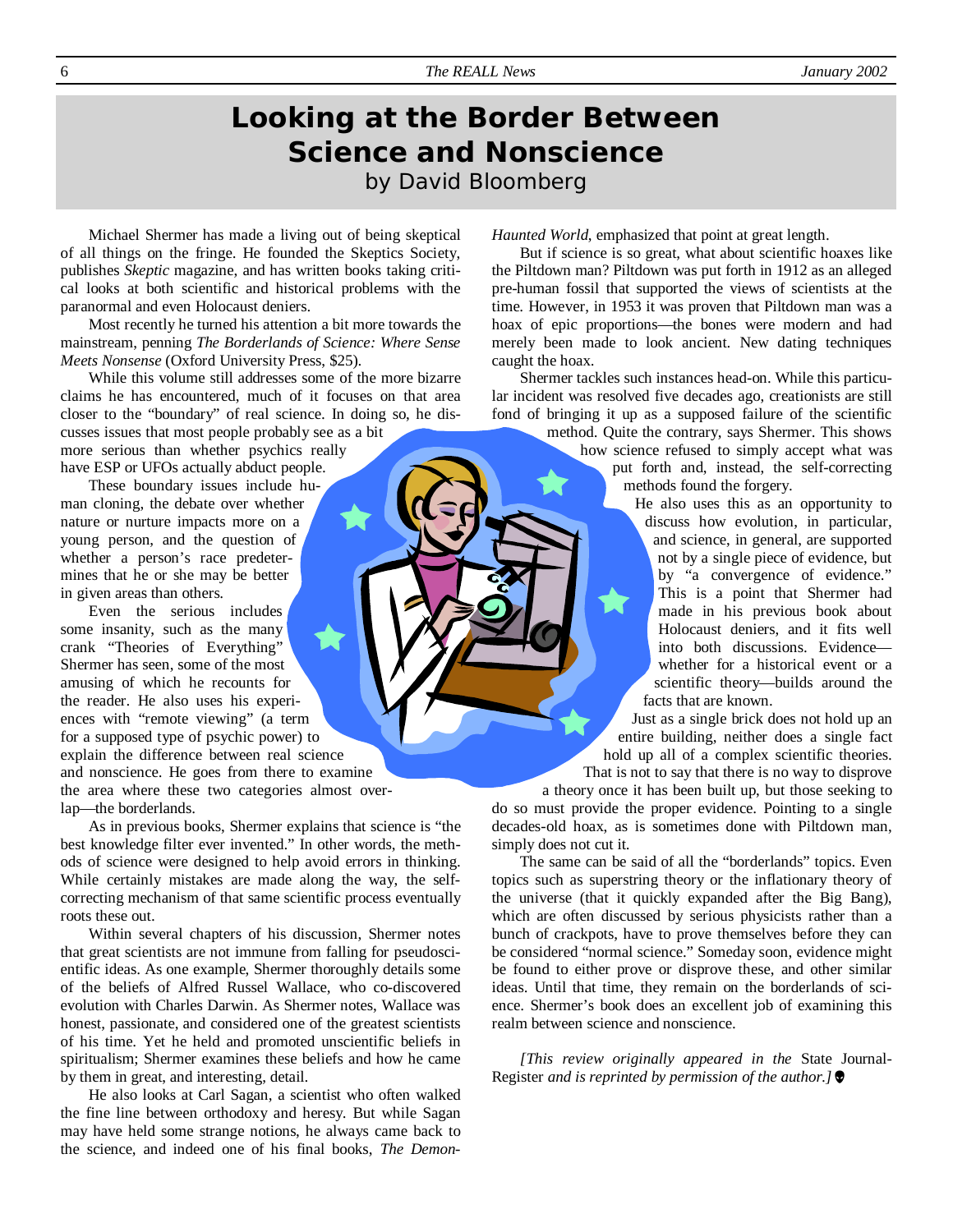# Looking at the Border Between Science and Nonscience

by David Bloomberg

Michael Shermer has made a living out of being skeptical of all things on the fringe. He founded the Skeptics Society, publishes *Skeptic* magazine, and has written books taking critical looks at both scientific and historical problems with the paranormal and even Holocaust deniers.

Most recently he turned his attention a bit more towards the mainstream, penning *The Borderlands of Science: Where Sense Meets Nonsense* (Oxford University Press, $25).

While this volume still addresses some of the more bizarre claims he has encountered, much of it focuses on that area closer to the "boundary" of real science. In doing so, he discusses issues that most people probably see as a bit more serious than whether psychics really have ESP or UFOs actually abduct people.

These boundary issues include human cloning, the debate over whether nature or nurture impacts more on a young person, and the question of whether a person's race predetermines that he or she may be better in given areas than others.

Even the serious includes some insanity, such as the many crank "Theories of Everything" Shermer has seen, some of the most amusing of which he recounts for the reader. He also uses his experiences with "remote viewing" (a term for a supposed type of psychic power) to explain the difference between real science and nonscience. He goes from there to examine the area where these two categories almost overlap—the borderlands.

As in previous books, Shermer explains that science is "the best knowledge filter ever invented." In other words, the methods of science were designed to help avoid errors in thinking. While certainly mistakes are made along the way, the self-correcting mechanism of that same scientific process eventually roots these out.

Within several chapters of his discussion, Shermer notes that great scientists are not immune from falling for pseudoscientific ideas. As one example, Shermer thoroughly details some of the beliefs of Alfred Russel Wallace, who co-discovered evolution with Charles Darwin. As Shermer notes, Wallace was honest, passionate, and considered one of the greatest scientists of his time. Yet he held and promoted unscientific beliefs in spiritualism; Shermer examines these beliefs and how he came by them in great, and interesting, detail.

He also looks at Carl Sagan, a scientist who often walked the fine line between orthodoxy and heresy. But while Sagan may have held some strange notions, he always came back to the science, and indeed one of his final books, *The Demon-Haunted World*, emphasized that point at great length.

But if science is so great, what about scientific hoaxes like the Piltdown man? Piltdown was put forth in 1912 as an alleged pre-human fossil that supported the views of scientists at the time. However, in 1953 it was proven that Piltdown man was a hoax of epic proportions—the bones were modern and had merely been made to look ancient. New dating techniques caught the hoax.

Shermer tackles such instances head-on. While this particular incident was resolved five decades ago, creationists are still fond of bringing it up as a supposed failure of the scientific method. Quite the contrary, says Shermer. This shows how science refused to simply accept what was put forth and, instead, the self-correcting methods found the forgery.

He also uses this as an opportunity to discuss how evolution, in particular, and science, in general, are supported not by a single piece of evidence, but by "a convergence of evidence." This is a point that Shermer had made in his previous book about Holocaust deniers, and it fits well into both discussions. Evidence—whether for a historical event or a scientific theory—builds around the facts that are known.

Just as a single brick does not hold up an entire building, neither does a single fact hold up all of a complex scientific theories. That is not to say that there is no way to disprove a theory once it has been built up, but those seeking to do so must provide the proper evidence. Pointing to a single decades-old hoax, as is sometimes done with Piltdown man, simply does not cut it.

The same can be said of all the "borderlands" topics. Even topics such as superstring theory or the inflationary theory of the universe (that it quickly expanded after the Big Bang), which are often discussed by serious physicists rather than a bunch of crackpots, have to prove themselves before they can be considered "normal science." Someday soon, evidence might be found to either prove or disprove these, and other similar ideas. Until that time, they remain on the borderlands of science. Shermer's book does an excellent job of examining this realm between science and nonscience.

*[This review originally appeared in the* State Journal-Register *and is reprinted by permission of the author.]*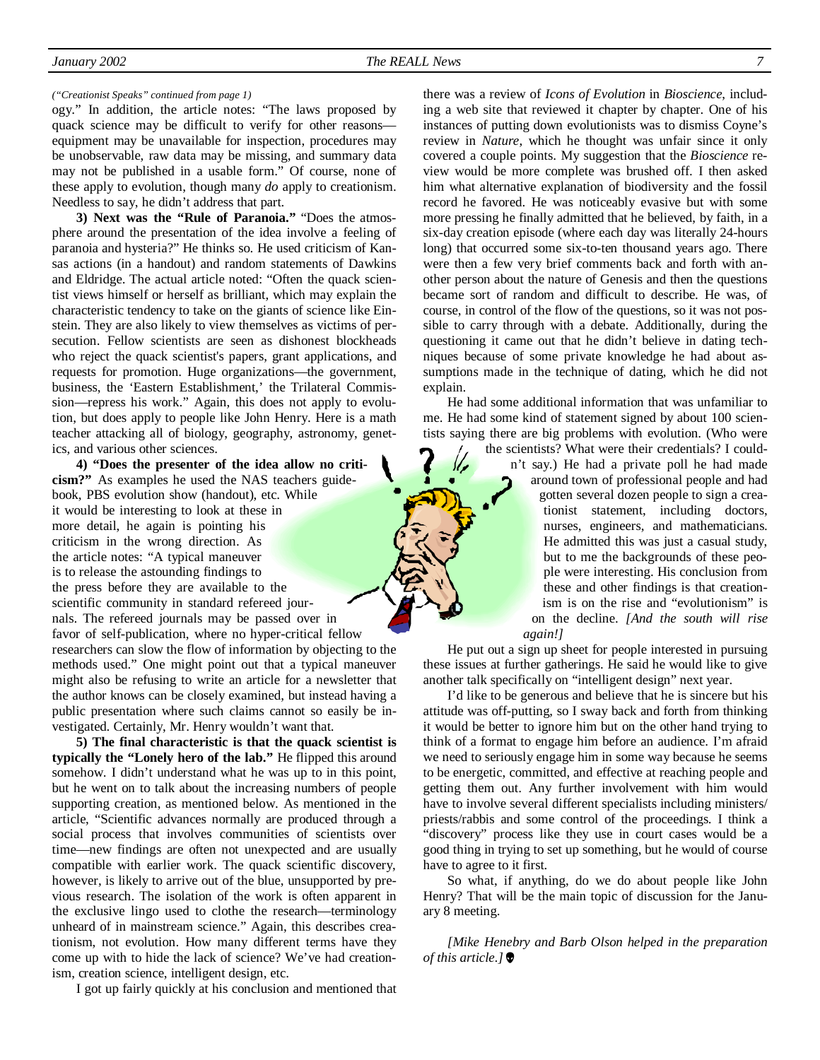*("Creationist Speaks" continued from page 1)*

ogy." In addition, the article notes: "The laws proposed by quack science may be difficult to verify for other reasons—equipment may be unavailable for inspection, procedures may be unobservable, raw data may be missing, and summary data may not be published in a usable form." Of course, none of these apply to evolution, though many *do* apply to creationism. Needless to say, he didn't address that part.

**3) Next was the "Rule of Paranoia."** "Does the atmosphere around the presentation of the idea involve a feeling of paranoia and hysteria?" He thinks so. He used criticism of Kansas actions (in a handout) and random statements of Dawkins and Eldridge. The actual article noted: "Often the quack scientist views himself or herself as brilliant, which may explain the characteristic tendency to take on the giants of science like Einstein. They are also likely to view themselves as victims of persecution. Fellow scientists are seen as dishonest blockheads who reject the quack scientist's papers, grant applications, and requests for promotion. Huge organizations—the government, business, the 'Eastern Establishment,' the Trilateral Commission—repress his work." Again, this does not apply to evolution, but does apply to people like John Henry. Here is a math teacher attacking all of biology, geography, astronomy, genetics, and various other sciences.

**4) "Does the presenter of the idea allow no criticism?"** As examples he used the NAS teachers guidebook, PBS evolution show (handout), etc. While it would be interesting to look at these in more detail, he again is pointing his criticism in the wrong direction. As the article notes: "A typical maneuver is to release the astounding findings to the press before they are available to the scientific community in standard refereed journals. The refereed journals may be passed over in favor of self-publication, where no hyper-critical fellow researchers can slow the flow of information by objecting to the methods used." One might point out that a typical maneuver might also be refusing to write an article for a newsletter that the author knows can be closely examined, but instead having a public presentation where such claims cannot so easily be investigated. Certainly, Mr. Henry wouldn't want that.

**5) The final characteristic is that the quack scientist is typically the "Lonely hero of the lab."** He flipped this around somehow. I didn't understand what he was up to in this point, but he went on to talk about the increasing numbers of people supporting creation, as mentioned below. As mentioned in the article, "Scientific advances normally are produced through a social process that involves communities of scientists over time—new findings are often not unexpected and are usually compatible with earlier work. The quack scientific discovery, however, is likely to arrive out of the blue, unsupported by previous research. The isolation of the work is often apparent in the exclusive lingo used to clothe the research—terminology unheard of in mainstream science." Again, this describes creationism, not evolution. How many different terms have they come up with to hide the lack of science? We've had creationism, creation science, intelligent design, etc.

I got up fairly quickly at his conclusion and mentioned that there was a review of *Icons of Evolution* in *Bioscience*, including a web site that reviewed it chapter by chapter. One of his instances of putting down evolutionists was to dismiss Coyne's review in *Nature*, which he thought was unfair since it only covered a couple points. My suggestion that the *Bioscience* review would be more complete was brushed off. I then asked him what alternative explanation of biodiversity and the fossil record he favored. He was noticeably evasive but with some more pressing he finally admitted that he believed, by faith, in a six-day creation episode (where each day was literally 24-hours long) that occurred some six-to-ten thousand years ago. There were then a few very brief comments back and forth with another person about the nature of Genesis and then the questions became sort of random and difficult to describe. He was, of course, in control of the flow of the questions, so it was not possible to carry through with a debate. Additionally, during the questioning it came out that he didn't believe in dating techniques because of some private knowledge he had about assumptions made in the technique of dating, which he did not explain.

He had some additional information that was unfamiliar to me. He had some kind of statement signed by about 100 scientists saying there are big problems with evolution. (Who were the scientists? What were their credentials? I couldn't say.) He had a private poll he had made around town of professional people and had gotten several dozen people to sign a creationist statement, including doctors, nurses, engineers, and mathematicians. He admitted this was just a casual study, but to me the backgrounds of these people were interesting. His conclusion from these and other findings is that creationism is on the rise and "evolutionism" is on the decline. *[And the south will rise again!]*

He put out a sign up sheet for people interested in pursuing these issues at further gatherings. He said he would like to give another talk specifically on "intelligent design" next year.

I'd like to be generous and believe that he is sincere but his attitude was off-putting, so I sway back and forth from thinking it would be better to ignore him but on the other hand trying to think of a format to engage him before an audience. I'm afraid we need to seriously engage him in some way because he seems to be energetic, committed, and effective at reaching people and getting them out. Any further involvement with him would have to involve several different specialists including ministers/priests/rabbis and some control of the proceedings. I think a "discovery" process like they use in court cases would be a good thing in trying to set up something, but he would of course have to agree to it first.

So what, if anything, do we do about people like John Henry? That will be the main topic of discussion for the January 8 meeting.

*[Mike Henebry and Barb Olson helped in the preparation of this article.]*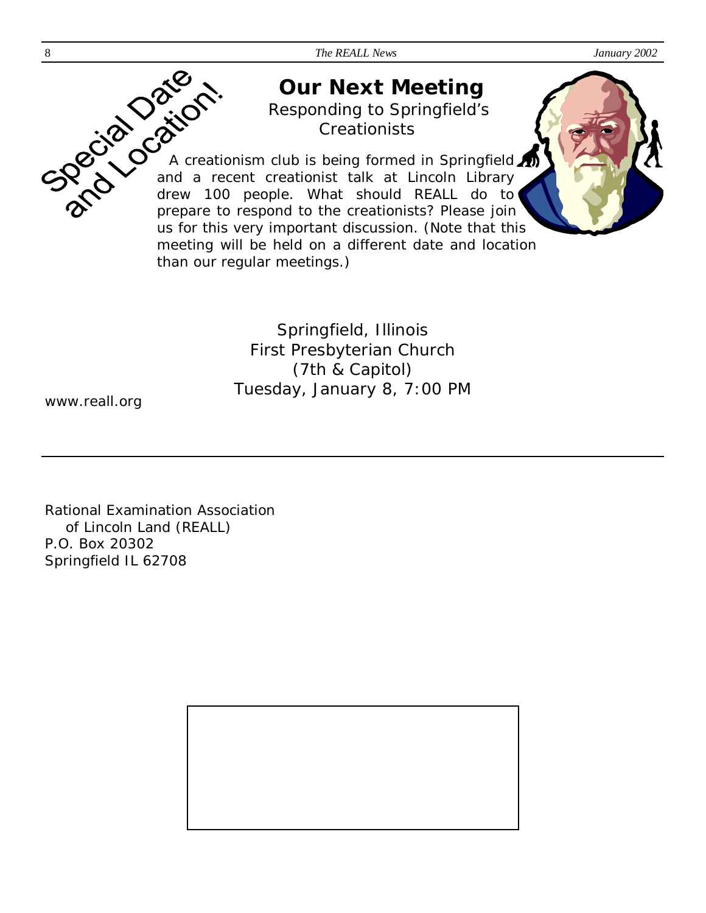Special Date and Location!

## Our Next Meeting

Responding to Springfield's Creationists

A creationism club is being formed in Springfield and a recent creationist talk at Lincoln Library drew 100 people. What should REALL do to prepare to respond to the creationists? Please join us for this very important discussion. (Note that this meeting will be held on a different date and location than our regular meetings.)

Springfield, Illinois
First Presbyterian Church
(7th & Capitol)
Tuesday, January 8, 7:00 PM

www.reall.org

---

Rational Examination Association
of Lincoln Land (REALL)
P.O. Box 20302
Springfield IL 62708